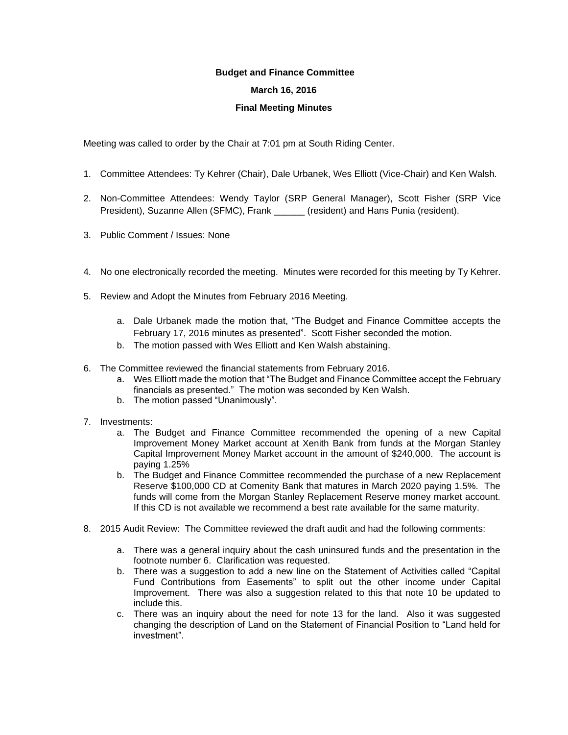**Budget and Finance Committee**

**March 16, 2016**

**Final Meeting Minutes**

Meeting was called to order by the Chair at 7:01 pm at South Riding Center.

1. Committee Attendees: Ty Kehrer (Chair), Dale Urbanek, Wes Elliott (Vice-Chair) and Ken Walsh.

2. Non-Committee Attendees: Wendy Taylor (SRP General Manager), Scott Fisher (SRP Vice President), Suzanne Allen (SFMC), Frank ______ (resident) and Hans Punia (resident).

3. Public Comment / Issues: None

4. No one electronically recorded the meeting. Minutes were recorded for this meeting by Ty Kehrer.

5. Review and Adopt the Minutes from February 2016 Meeting.

    a. Dale Urbanek made the motion that, "The Budget and Finance Committee accepts the February 17, 2016 minutes as presented". Scott Fisher seconded the motion.
    b. The motion passed with Wes Elliott and Ken Walsh abstaining.

6. The Committee reviewed the financial statements from February 2016.
    a. Wes Elliott made the motion that "The Budget and Finance Committee accept the February financials as presented." The motion was seconded by Ken Walsh.
    b. The motion passed "Unanimously".

7. Investments:
    a. The Budget and Finance Committee recommended the opening of a new Capital Improvement Money Market account at Xenith Bank from funds at the Morgan Stanley Capital Improvement Money Market account in the amount of $240,000. The account is paying 1.25%
    b. The Budget and Finance Committee recommended the purchase of a new Replacement Reserve $100,000 CD at Comenity Bank that matures in March 2020 paying 1.5%. The funds will come from the Morgan Stanley Replacement Reserve money market account. If this CD is not available we recommend a best rate available for the same maturity.

8. 2015 Audit Review: The Committee reviewed the draft audit and had the following comments:

    a. There was a general inquiry about the cash uninsured funds and the presentation in the footnote number 6. Clarification was requested.
    b. There was a suggestion to add a new line on the Statement of Activities called "Capital Fund Contributions from Easements" to split out the other income under Capital Improvement. There was also a suggestion related to this that note 10 be updated to include this.
    c. There was an inquiry about the need for note 13 for the land. Also it was suggested changing the description of Land on the Statement of Financial Position to "Land held for investment".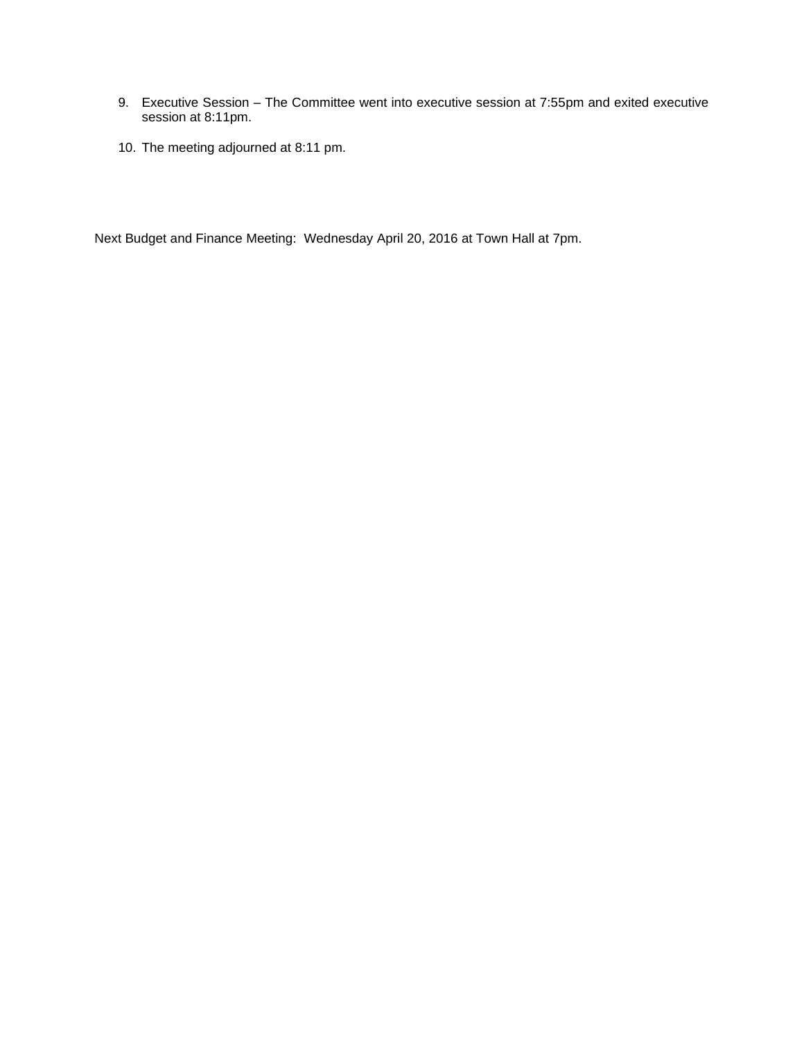9. Executive Session – The Committee went into executive session at 7:55pm and exited executive session at 8:11pm.

10. The meeting adjourned at 8:11 pm.

Next Budget and Finance Meeting: Wednesday April 20, 2016 at Town Hall at 7pm.